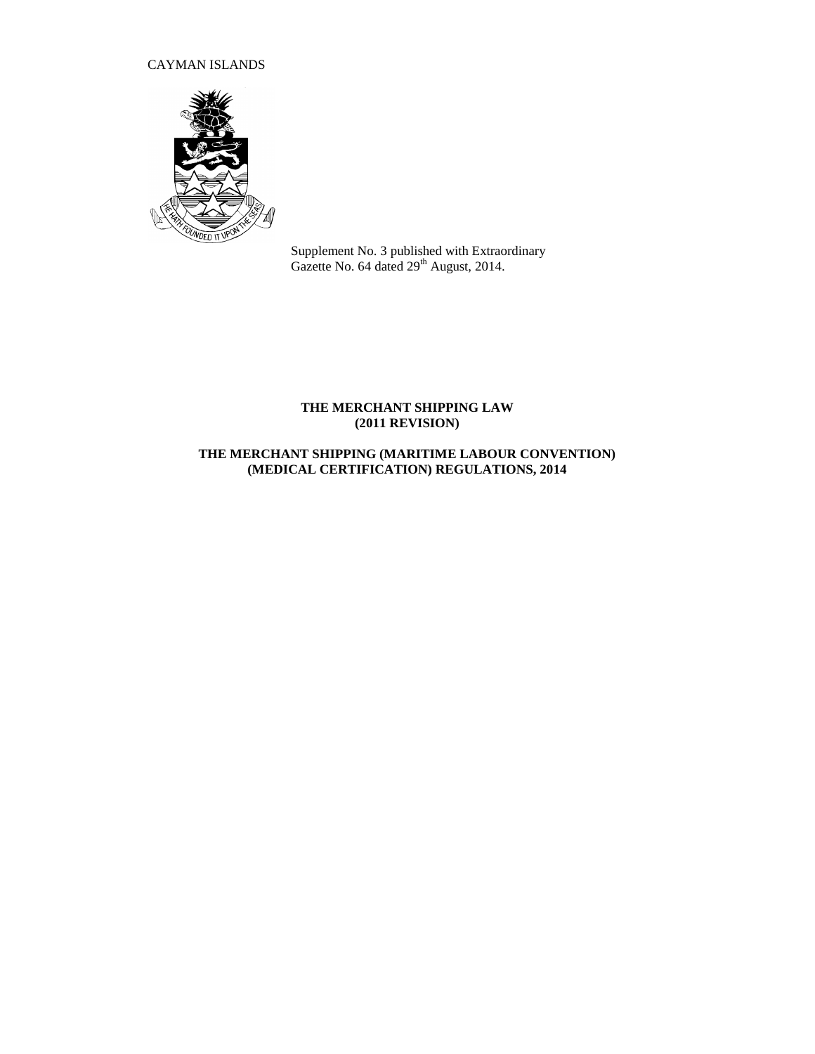CAYMAN ISLANDS

Supplement No. 3 published with Extraordinary Gazette No. 64 dated 29th August, 2014.

**THE MERCHANT SHIPPING LAW (2011 REVISION)**

**THE MERCHANT SHIPPING (MARITIME LABOUR CONVENTION) (MEDICAL CERTIFICATION) REGULATIONS, 2014**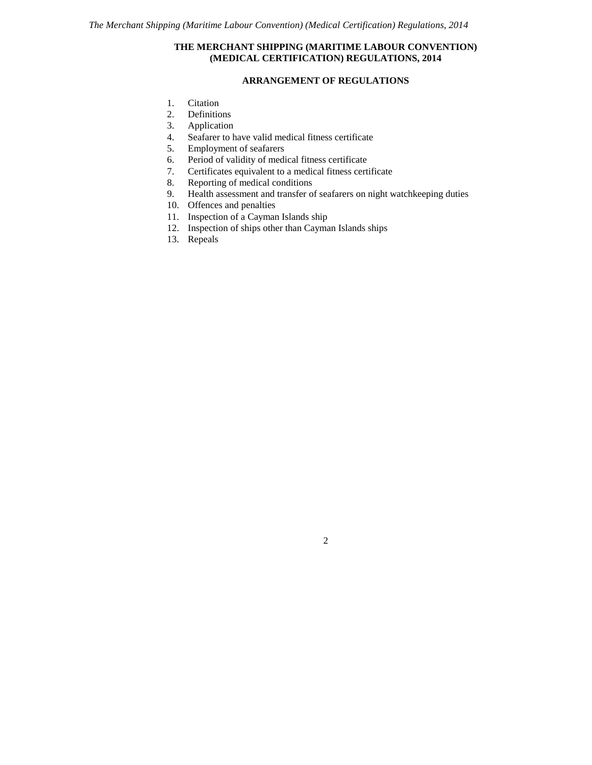# THE MERCHANT SHIPPING (MARITIME LABOUR CONVENTION) (MEDICAL CERTIFICATION) REGULATIONS, 2014

## ARRANGEMENT OF REGULATIONS

1. Citation
2. Definitions
3. Application
4. Seafarer to have valid medical fitness certificate
5. Employment of seafarers
6. Period of validity of medical fitness certificate
7. Certificates equivalent to a medical fitness certificate
8. Reporting of medical conditions
9. Health assessment and transfer of seafarers on night watchkeeping duties
10. Offences and penalties
11. Inspection of a Cayman Islands ship
12. Inspection of ships other than Cayman Islands ships
13. Repeals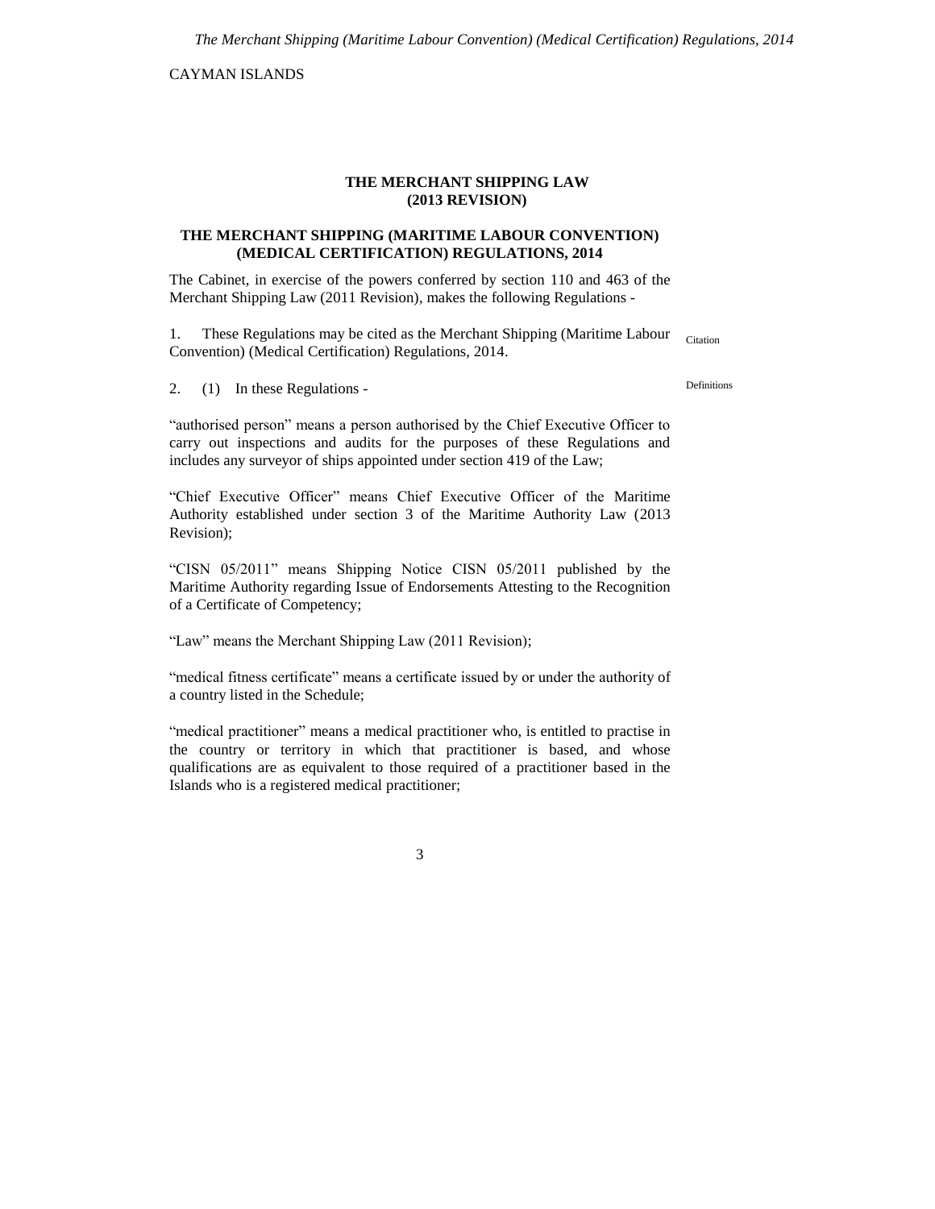CAYMAN ISLANDS

**THE MERCHANT SHIPPING LAW (2013 REVISION)**

**THE MERCHANT SHIPPING (MARITIME LABOUR CONVENTION) (MEDICAL CERTIFICATION) REGULATIONS, 2014**

The Cabinet, in exercise of the powers conferred by section 110 and 463 of the Merchant Shipping Law (2011 Revision), makes the following Regulations -

Citation

1. These Regulations may be cited as the Merchant Shipping (Maritime Labour Convention) (Medical Certification) Regulations, 2014.

Definitions

2. (1) In these Regulations -

"authorised person" means a person authorised by the Chief Executive Officer to carry out inspections and audits for the purposes of these Regulations and includes any surveyor of ships appointed under section 419 of the Law;

"Chief Executive Officer" means Chief Executive Officer of the Maritime Authority established under section 3 of the Maritime Authority Law (2013 Revision);

"CISN 05/2011" means Shipping Notice CISN 05/2011 published by the Maritime Authority regarding Issue of Endorsements Attesting to the Recognition of a Certificate of Competency;

"Law" means the Merchant Shipping Law (2011 Revision);

"medical fitness certificate" means a certificate issued by or under the authority of a country listed in the Schedule;

"medical practitioner" means a medical practitioner who, is entitled to practise in the country or territory in which that practitioner is based, and whose qualifications are as equivalent to those required of a practitioner based in the Islands who is a registered medical practitioner;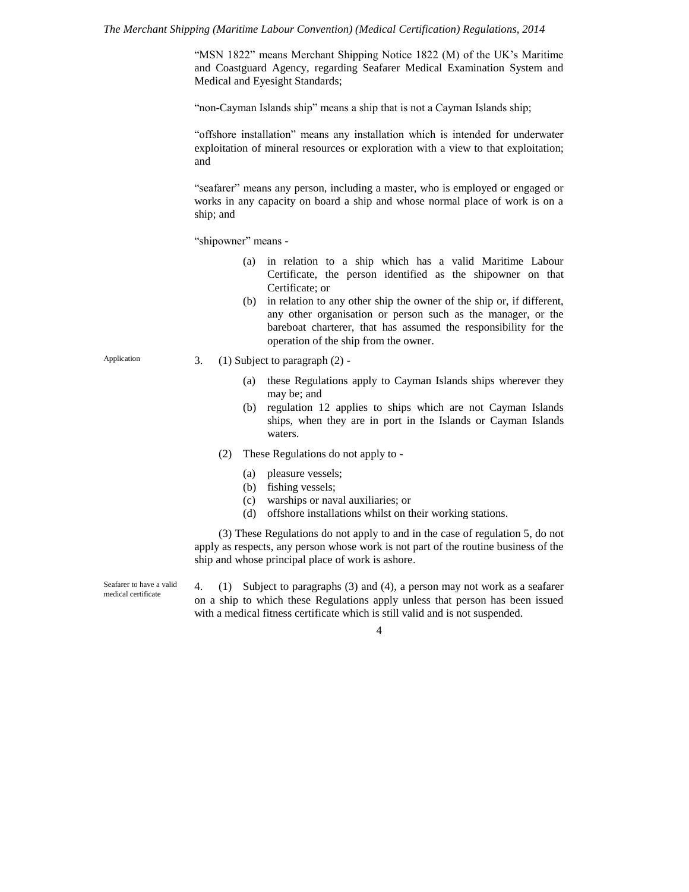"MSN 1822" means Merchant Shipping Notice 1822 (M) of the UK's Maritime and Coastguard Agency, regarding Seafarer Medical Examination System and Medical and Eyesight Standards;

"non-Cayman Islands ship" means a ship that is not a Cayman Islands ship;

"offshore installation" means any installation which is intended for underwater exploitation of mineral resources or exploration with a view to that exploitation; and

"seafarer" means any person, including a master, who is employed or engaged or works in any capacity on board a ship and whose normal place of work is on a ship; and

"shipowner" means -

(a) in relation to a ship which has a valid Maritime Labour Certificate, the person identified as the shipowner on that Certificate; or
(b) in relation to any other ship the owner of the ship or, if different, any other organisation or person such as the manager, or the bareboat charterer, that has assumed the responsibility for the operation of the ship from the owner.

Application

3. (1) Subject to paragraph (2) -

(a) these Regulations apply to Cayman Islands ships wherever they may be; and
(b) regulation 12 applies to ships which are not Cayman Islands ships, when they are in port in the Islands or Cayman Islands waters.

(2) These Regulations do not apply to -

(a) pleasure vessels;
(b) fishing vessels;
(c) warships or naval auxiliaries; or
(d) offshore installations whilst on their working stations.

(3) These Regulations do not apply to and in the case of regulation 5, do not apply as respects, any person whose work is not part of the routine business of the ship and whose principal place of work is ashore.

Seafarer to have a valid medical certificate

4. (1) Subject to paragraphs (3) and (4), a person may not work as a seafarer on a ship to which these Regulations apply unless that person has been issued with a medical fitness certificate which is still valid and is not suspended.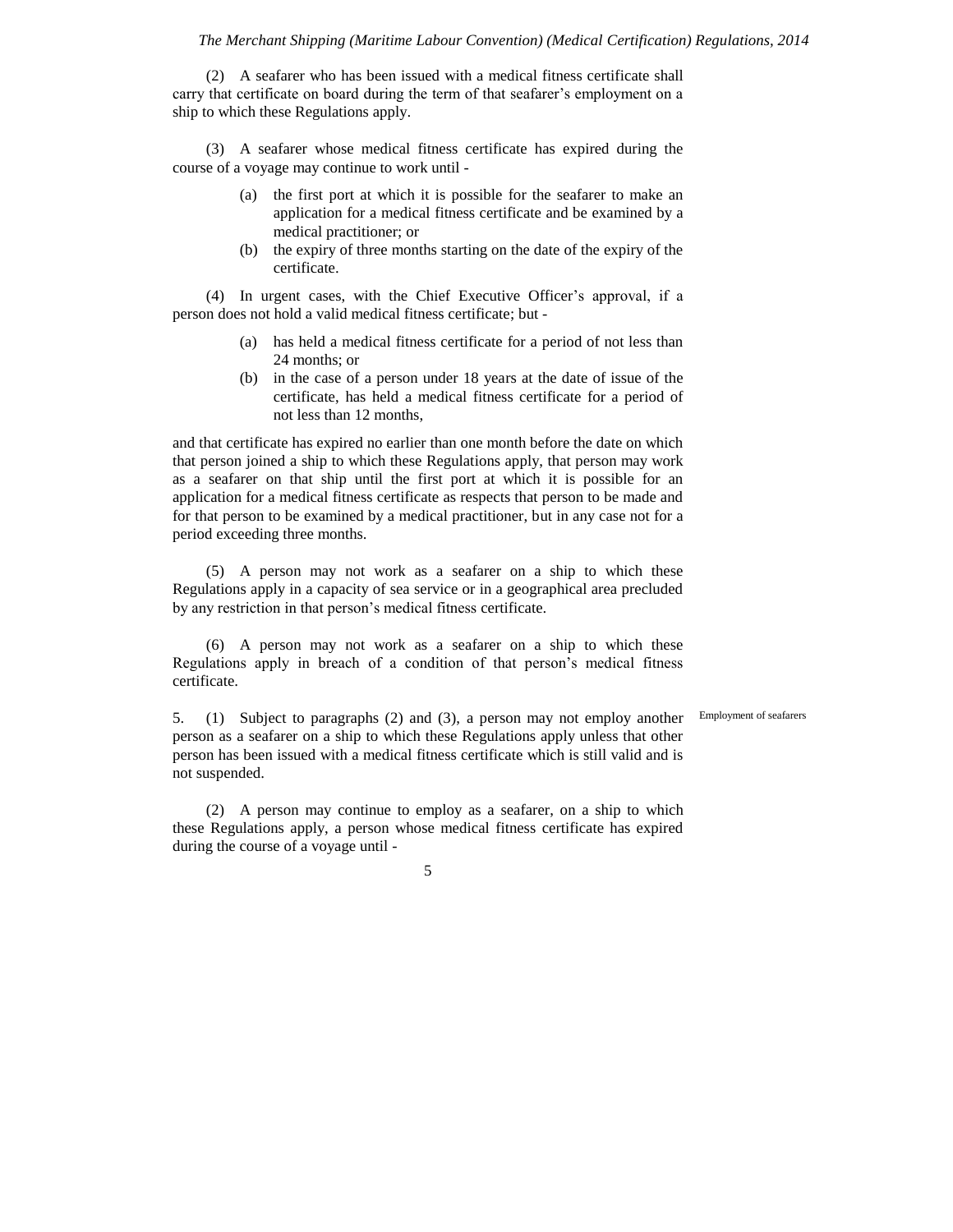(2) A seafarer who has been issued with a medical fitness certificate shall carry that certificate on board during the term of that seafarer's employment on a ship to which these Regulations apply.

(3) A seafarer whose medical fitness certificate has expired during the course of a voyage may continue to work until -

(a) the first port at which it is possible for the seafarer to make an application for a medical fitness certificate and be examined by a medical practitioner; or

(b) the expiry of three months starting on the date of the expiry of the certificate.

(4) In urgent cases, with the Chief Executive Officer's approval, if a person does not hold a valid medical fitness certificate; but -

(a) has held a medical fitness certificate for a period of not less than 24 months; or

(b) in the case of a person under 18 years at the date of issue of the certificate, has held a medical fitness certificate for a period of not less than 12 months,

and that certificate has expired no earlier than one month before the date on which that person joined a ship to which these Regulations apply, that person may work as a seafarer on that ship until the first port at which it is possible for an application for a medical fitness certificate as respects that person to be made and for that person to be examined by a medical practitioner, but in any case not for a period exceeding three months.

(5) A person may not work as a seafarer on a ship to which these Regulations apply in a capacity of sea service or in a geographical area precluded by any restriction in that person's medical fitness certificate.

(6) A person may not work as a seafarer on a ship to which these Regulations apply in breach of a condition of that person's medical fitness certificate.

Employment of seafarers

5. (1) Subject to paragraphs (2) and (3), a person may not employ another person as a seafarer on a ship to which these Regulations apply unless that other person has been issued with a medical fitness certificate which is still valid and is not suspended.

(2) A person may continue to employ as a seafarer, on a ship to which these Regulations apply, a person whose medical fitness certificate has expired during the course of a voyage until -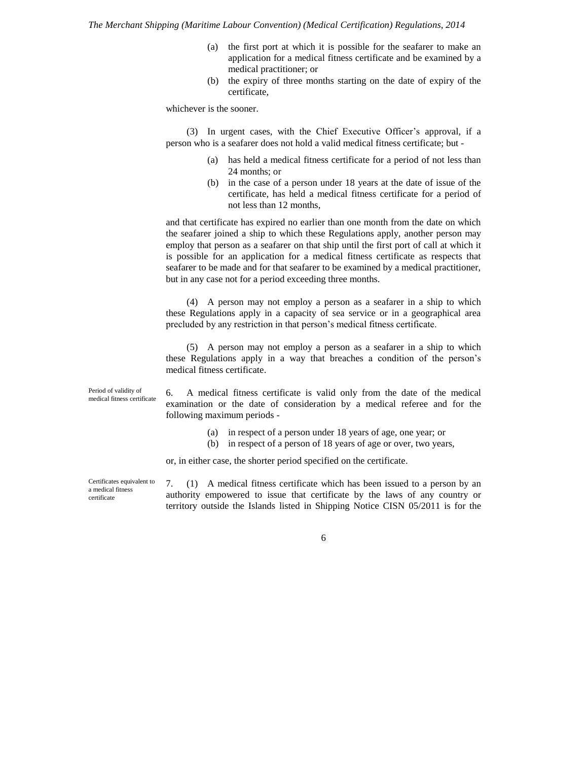(a) the first port at which it is possible for the seafarer to make an application for a medical fitness certificate and be examined by a medical practitioner; or

(b) the expiry of three months starting on the date of expiry of the certificate,

whichever is the sooner.

(3) In urgent cases, with the Chief Executive Officer's approval, if a person who is a seafarer does not hold a valid medical fitness certificate; but -

(a) has held a medical fitness certificate for a period of not less than 24 months; or

(b) in the case of a person under 18 years at the date of issue of the certificate, has held a medical fitness certificate for a period of not less than 12 months,

and that certificate has expired no earlier than one month from the date on which the seafarer joined a ship to which these Regulations apply, another person may employ that person as a seafarer on that ship until the first port of call at which it is possible for an application for a medical fitness certificate as respects that seafarer to be made and for that seafarer to be examined by a medical practitioner, but in any case not for a period exceeding three months.

(4) A person may not employ a person as a seafarer in a ship to which these Regulations apply in a capacity of sea service or in a geographical area precluded by any restriction in that person's medical fitness certificate.

(5) A person may not employ a person as a seafarer in a ship to which these Regulations apply in a way that breaches a condition of the person's medical fitness certificate.

*Period of validity of medical fitness certificate*

6. A medical fitness certificate is valid only from the date of the medical examination or the date of consideration by a medical referee and for the following maximum periods -

(a) in respect of a person under 18 years of age, one year; or

(b) in respect of a person of 18 years of age or over, two years,

or, in either case, the shorter period specified on the certificate.

*Certificates equivalent to a medical fitness certificate*

7. (1) A medical fitness certificate which has been issued to a person by an authority empowered to issue that certificate by the laws of any country or territory outside the Islands listed in Shipping Notice CISN 05/2011 is for the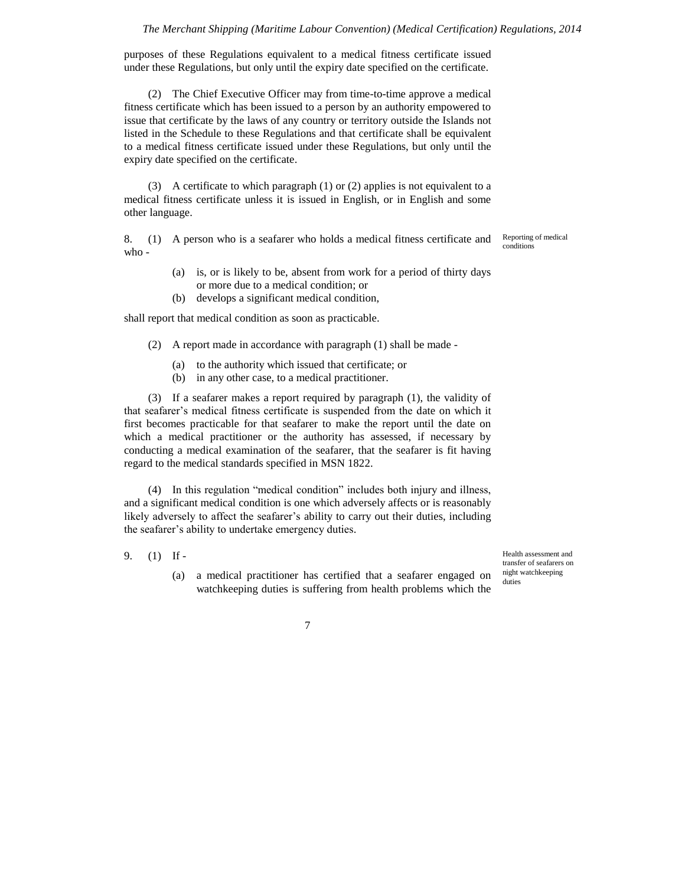purposes of these Regulations equivalent to a medical fitness certificate issued under these Regulations, but only until the expiry date specified on the certificate.

(2) The Chief Executive Officer may from time-to-time approve a medical fitness certificate which has been issued to a person by an authority empowered to issue that certificate by the laws of any country or territory outside the Islands not listed in the Schedule to these Regulations and that certificate shall be equivalent to a medical fitness certificate issued under these Regulations, but only until the expiry date specified on the certificate.

(3) A certificate to which paragraph (1) or (2) applies is not equivalent to a medical fitness certificate unless it is issued in English, or in English and some other language.

Reporting of medical conditions

8. (1) A person who is a seafarer who holds a medical fitness certificate and who -

(a) is, or is likely to be, absent from work for a period of thirty days or more due to a medical condition; or
(b) develops a significant medical condition,

shall report that medical condition as soon as practicable.

(2) A report made in accordance with paragraph (1) shall be made -

(a) to the authority which issued that certificate; or
(b) in any other case, to a medical practitioner.

(3) If a seafarer makes a report required by paragraph (1), the validity of that seafarer's medical fitness certificate is suspended from the date on which it first becomes practicable for that seafarer to make the report until the date on which a medical practitioner or the authority has assessed, if necessary by conducting a medical examination of the seafarer, that the seafarer is fit having regard to the medical standards specified in MSN 1822.

(4) In this regulation "medical condition" includes both injury and illness, and a significant medical condition is one which adversely affects or is reasonably likely adversely to affect the seafarer's ability to carry out their duties, including the seafarer's ability to undertake emergency duties.

Health assessment and transfer of seafarers on night watchkeeping duties

9. (1) If -

(a) a medical practitioner has certified that a seafarer engaged on watchkeeping duties is suffering from health problems which the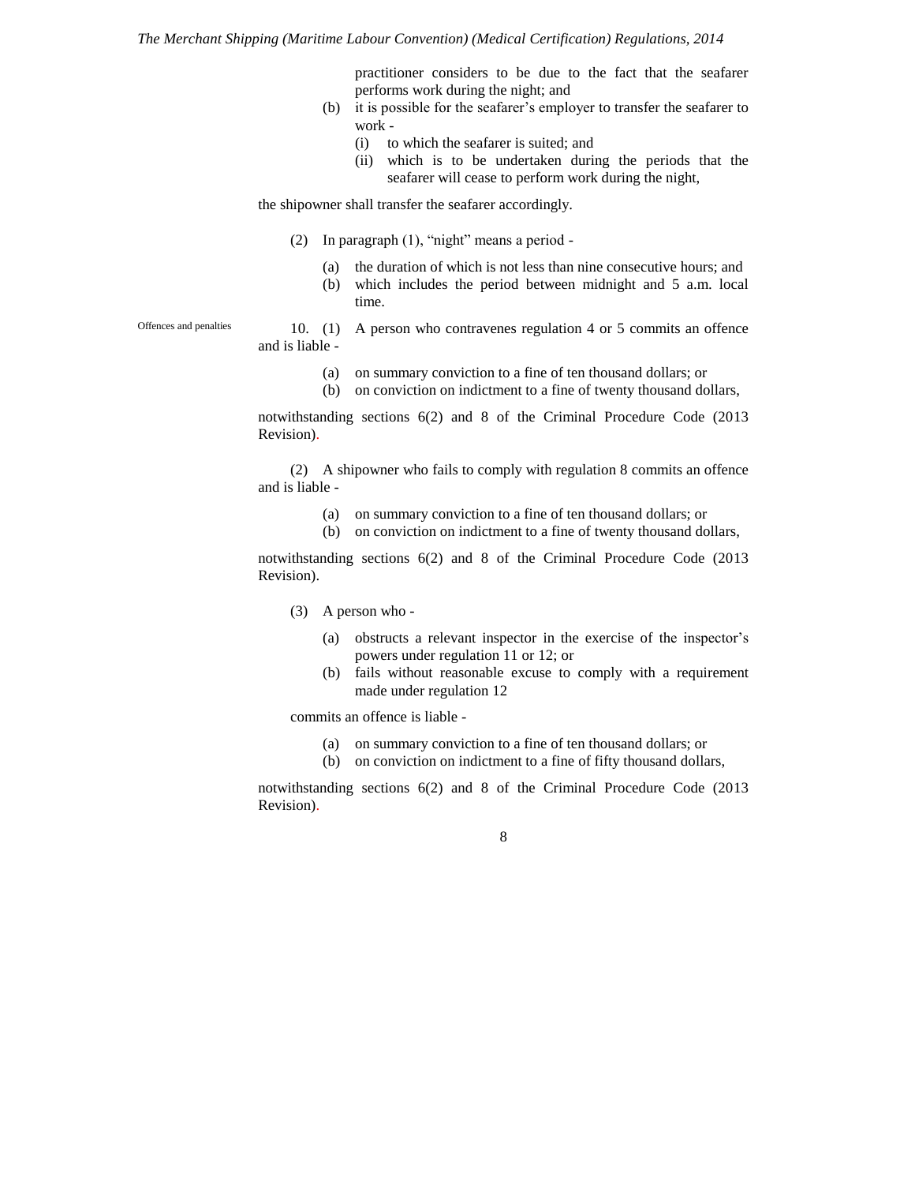practitioner considers to be due to the fact that the seafarer performs work during the night; and

(b) it is possible for the seafarer's employer to transfer the seafarer to work -

(i) to which the seafarer is suited; and

(ii) which is to be undertaken during the periods that the seafarer will cease to perform work during the night,

the shipowner shall transfer the seafarer accordingly.

(2) In paragraph (1), "night" means a period -

(a) the duration of which is not less than nine consecutive hours; and

(b) which includes the period between midnight and 5 a.m. local time.

Offences and penalties

10. (1) A person who contravenes regulation 4 or 5 commits an offence and is liable -

(a) on summary conviction to a fine of ten thousand dollars; or

(b) on conviction on indictment to a fine of twenty thousand dollars,

notwithstanding sections 6(2) and 8 of the Criminal Procedure Code (2013 Revision).

(2) A shipowner who fails to comply with regulation 8 commits an offence and is liable -

(a) on summary conviction to a fine of ten thousand dollars; or

(b) on conviction on indictment to a fine of twenty thousand dollars,

notwithstanding sections 6(2) and 8 of the Criminal Procedure Code (2013 Revision).

(3) A person who -

(a) obstructs a relevant inspector in the exercise of the inspector's powers under regulation 11 or 12; or

(b) fails without reasonable excuse to comply with a requirement made under regulation 12

commits an offence is liable -

(a) on summary conviction to a fine of ten thousand dollars; or

(b) on conviction on indictment to a fine of fifty thousand dollars,

notwithstanding sections 6(2) and 8 of the Criminal Procedure Code (2013 Revision).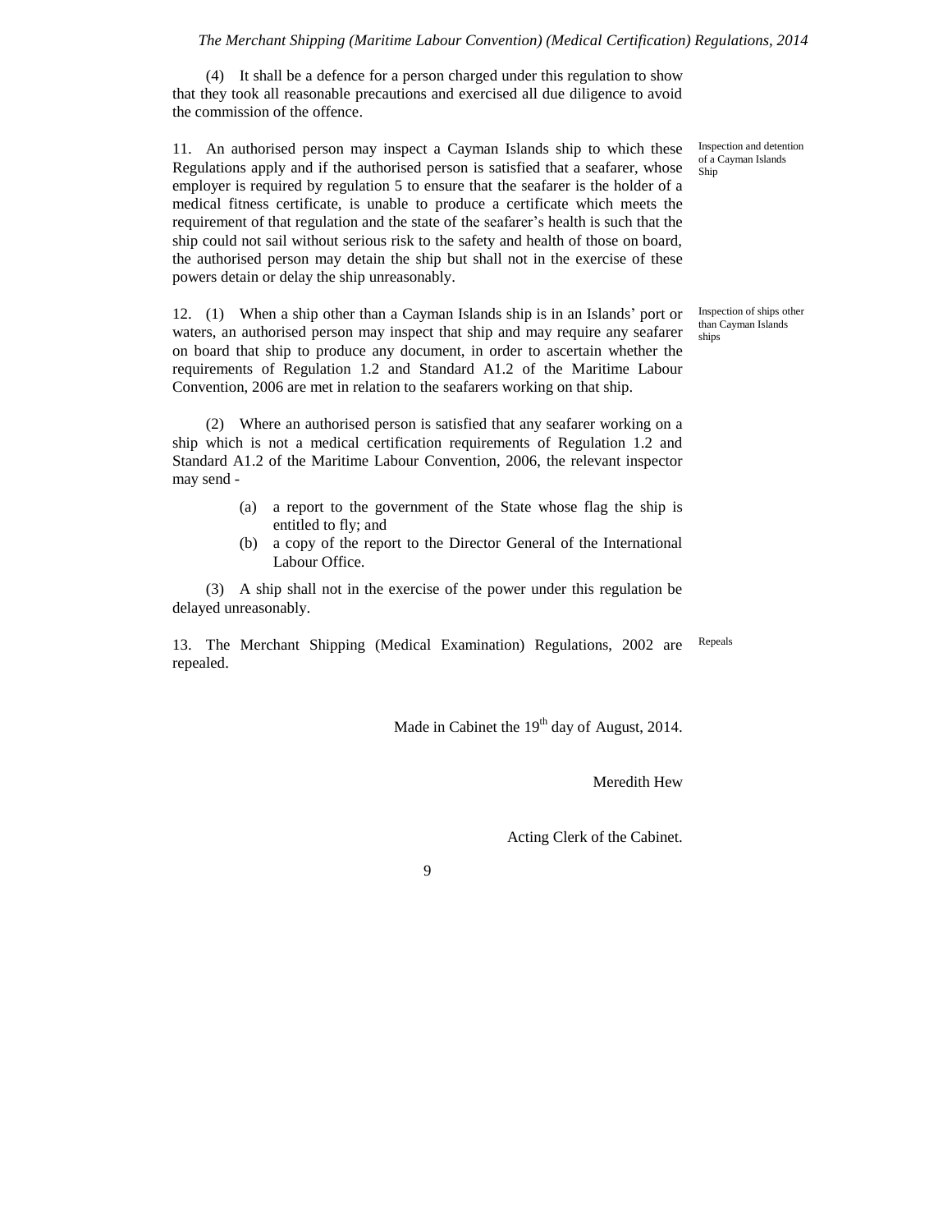(4) It shall be a defence for a person charged under this regulation to show that they took all reasonable precautions and exercised all due diligence to avoid the commission of the offence.

Inspection and detention of a Cayman Islands Ship

11. An authorised person may inspect a Cayman Islands ship to which these Regulations apply and if the authorised person is satisfied that a seafarer, whose employer is required by regulation 5 to ensure that the seafarer is the holder of a medical fitness certificate, is unable to produce a certificate which meets the requirement of that regulation and the state of the seafarer's health is such that the ship could not sail without serious risk to the safety and health of those on board, the authorised person may detain the ship but shall not in the exercise of these powers detain or delay the ship unreasonably.

Inspection of ships other than Cayman Islands ships

12. (1) When a ship other than a Cayman Islands ship is in an Islands' port or waters, an authorised person may inspect that ship and may require any seafarer on board that ship to produce any document, in order to ascertain whether the requirements of Regulation 1.2 and Standard A1.2 of the Maritime Labour Convention, 2006 are met in relation to the seafarers working on that ship.

(2) Where an authorised person is satisfied that any seafarer working on a ship which is not a medical certification requirements of Regulation 1.2 and Standard A1.2 of the Maritime Labour Convention, 2006, the relevant inspector may send -

(a) a report to the government of the State whose flag the ship is entitled to fly; and

(b) a copy of the report to the Director General of the International Labour Office.

(3) A ship shall not in the exercise of the power under this regulation be delayed unreasonably.

Repeals

13. The Merchant Shipping (Medical Examination) Regulations, 2002 are repealed.

Made in Cabinet the 19th day of August, 2014.

Meredith Hew

Acting Clerk of the Cabinet.